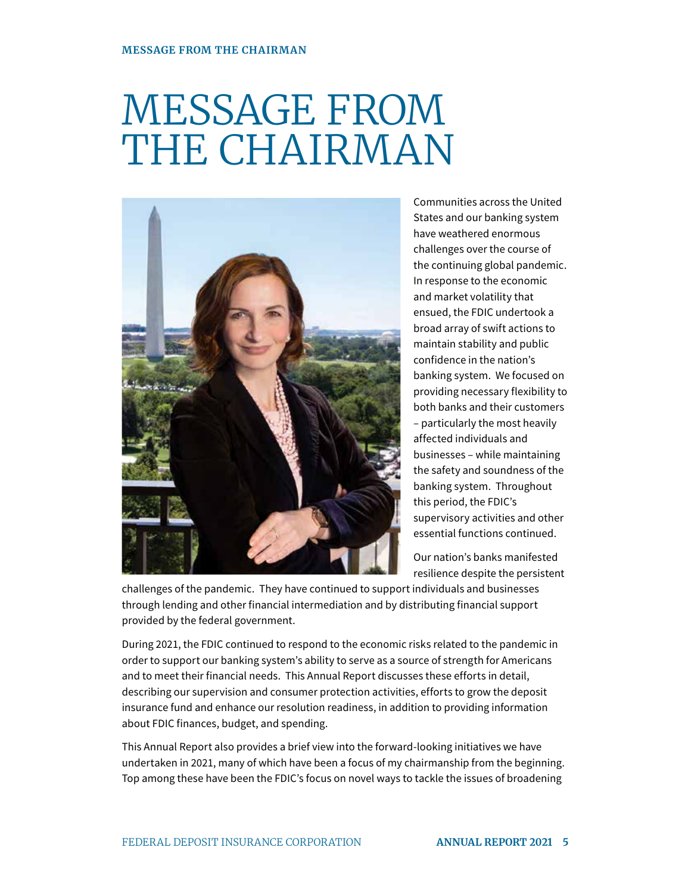# MESSAGE FROM THE CHAIRMAN

Communities across the United States and our banking system have weathered enormous challenges over the course of the continuing global pandemic. In response to the economic and market volatility that ensued, the FDIC undertook a broad array of swift actions to maintain stability and public confidence in the nation's banking system. We focused on providing necessary flexibility to both banks and their customers – particularly the most heavily affected individuals and businesses – while maintaining the safety and soundness of the banking system. Throughout this period, the FDIC's supervisory activities and other essential functions continued.

Our nation's banks manifested resilience despite the persistent challenges of the pandemic. They have continued to support individuals and businesses through lending and other financial intermediation and by distributing financial support provided by the federal government.

During 2021, the FDIC continued to respond to the economic risks related to the pandemic in order to support our banking system's ability to serve as a source of strength for Americans and to meet their financial needs. This Annual Report discusses these efforts in detail, describing our supervision and consumer protection activities, efforts to grow the deposit insurance fund and enhance our resolution readiness, in addition to providing information about FDIC finances, budget, and spending.

This Annual Report also provides a brief view into the forward-looking initiatives we have undertaken in 2021, many of which have been a focus of my chairmanship from the beginning. Top among these have been the FDIC's focus on novel ways to tackle the issues of broadening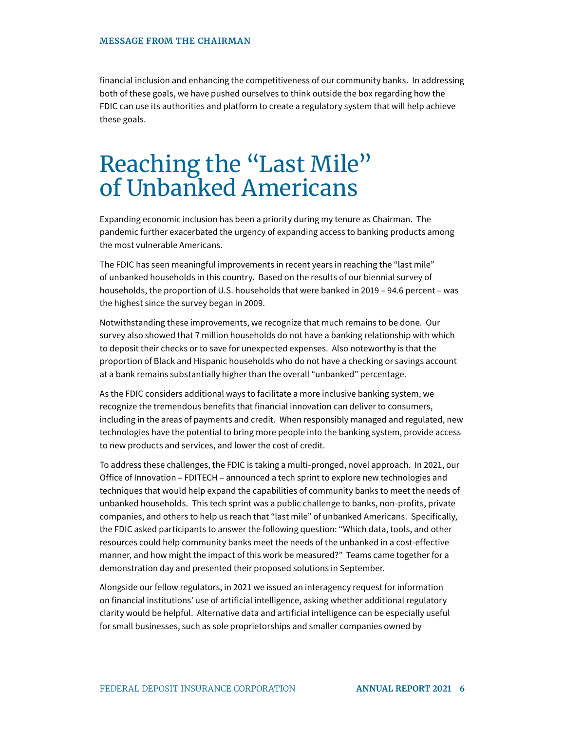financial inclusion and enhancing the competitiveness of our community banks. In addressing both of these goals, we have pushed ourselves to think outside the box regarding how the FDIC can use its authorities and platform to create a regulatory system that will help achieve these goals.

# Reaching the "Last Mile" of Unbanked Americans

Expanding economic inclusion has been a priority during my tenure as Chairman. The pandemic further exacerbated the urgency of expanding access to banking products among the most vulnerable Americans.

The FDIC has seen meaningful improvements in recent years in reaching the "last mile" of unbanked households in this country. Based on the results of our biennial survey of households, the proportion of U.S. households that were banked in 2019 – 94.6 percent – was the highest since the survey began in 2009.

Notwithstanding these improvements, we recognize that much remains to be done. Our survey also showed that 7 million households do not have a banking relationship with which to deposit their checks or to save for unexpected expenses. Also noteworthy is that the proportion of Black and Hispanic households who do not have a checking or savings account at a bank remains substantially higher than the overall "unbanked" percentage.

As the FDIC considers additional ways to facilitate a more inclusive banking system, we recognize the tremendous benefits that financial innovation can deliver to consumers, including in the areas of payments and credit. When responsibly managed and regulated, new technologies have the potential to bring more people into the banking system, provide access to new products and services, and lower the cost of credit.

To address these challenges, the FDIC is taking a multi-pronged, novel approach. In 2021, our Office of Innovation – FDITECH – announced a tech sprint to explore new technologies and techniques that would help expand the capabilities of community banks to meet the needs of unbanked households. This tech sprint was a public challenge to banks, non-profits, private companies, and others to help us reach that "last mile" of unbanked Americans. Specifically, the FDIC asked participants to answer the following question: "Which data, tools, and other resources could help community banks meet the needs of the unbanked in a cost-effective manner, and how might the impact of this work be measured?" Teams came together for a demonstration day and presented their proposed solutions in September.

Alongside our fellow regulators, in 2021 we issued an interagency request for information on financial institutions' use of artificial intelligence, asking whether additional regulatory clarity would be helpful. Alternative data and artificial intelligence can be especially useful for small businesses, such as sole proprietorships and smaller companies owned by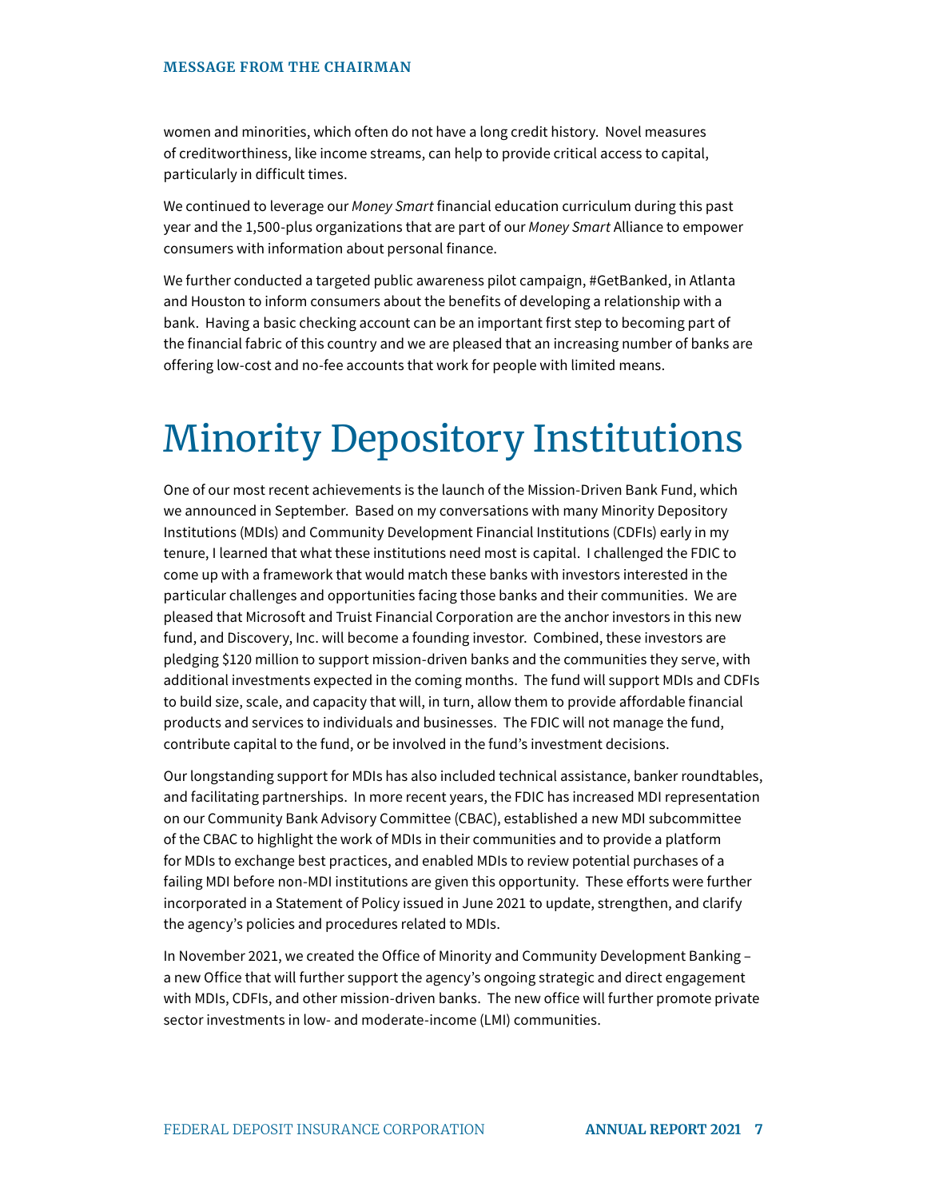women and minorities, which often do not have a long credit history. Novel measures of creditworthiness, like income streams, can help to provide critical access to capital, particularly in difficult times.

We continued to leverage our *Money Smart* financial education curriculum during this past year and the 1,500-plus organizations that are part of our *Money Smart* Alliance to empower consumers with information about personal finance.

We further conducted a targeted public awareness pilot campaign, #GetBanked, in Atlanta and Houston to inform consumers about the benefits of developing a relationship with a bank. Having a basic checking account can be an important first step to becoming part of the financial fabric of this country and we are pleased that an increasing number of banks are offering low-cost and no-fee accounts that work for people with limited means.

# Minority Depository Institutions

One of our most recent achievements is the launch of the Mission-Driven Bank Fund, which we announced in September. Based on my conversations with many Minority Depository Institutions (MDIs) and Community Development Financial Institutions (CDFIs) early in my tenure, I learned that what these institutions need most is capital. I challenged the FDIC to come up with a framework that would match these banks with investors interested in the particular challenges and opportunities facing those banks and their communities. We are pleased that Microsoft and Truist Financial Corporation are the anchor investors in this new fund, and Discovery, Inc. will become a founding investor. Combined, these investors are pledging $120 million to support mission-driven banks and the communities they serve, with additional investments expected in the coming months. The fund will support MDIs and CDFIs to build size, scale, and capacity that will, in turn, allow them to provide affordable financial products and services to individuals and businesses. The FDIC will not manage the fund, contribute capital to the fund, or be involved in the fund's investment decisions.

Our longstanding support for MDIs has also included technical assistance, banker roundtables, and facilitating partnerships. In more recent years, the FDIC has increased MDI representation on our Community Bank Advisory Committee (CBAC), established a new MDI subcommittee of the CBAC to highlight the work of MDIs in their communities and to provide a platform for MDIs to exchange best practices, and enabled MDIs to review potential purchases of a failing MDI before non-MDI institutions are given this opportunity. These efforts were further incorporated in a Statement of Policy issued in June 2021 to update, strengthen, and clarify the agency's policies and procedures related to MDIs.

In November 2021, we created the Office of Minority and Community Development Banking – a new Office that will further support the agency's ongoing strategic and direct engagement with MDIs, CDFIs, and other mission-driven banks. The new office will further promote private sector investments in low- and moderate-income (LMI) communities.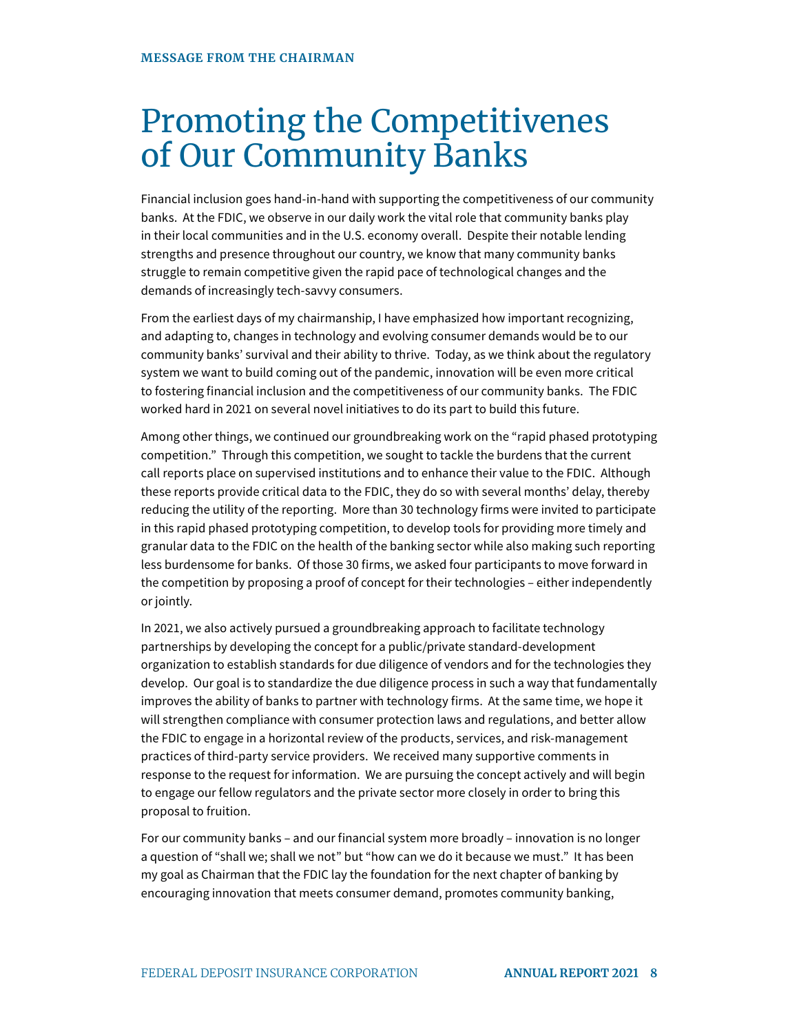# Promoting the Competitivenes of Our Community Banks

Financial inclusion goes hand-in-hand with supporting the competitiveness of our community banks. At the FDIC, we observe in our daily work the vital role that community banks play in their local communities and in the U.S. economy overall. Despite their notable lending strengths and presence throughout our country, we know that many community banks struggle to remain competitive given the rapid pace of technological changes and the demands of increasingly tech-savvy consumers.

From the earliest days of my chairmanship, I have emphasized how important recognizing, and adapting to, changes in technology and evolving consumer demands would be to our community banks' survival and their ability to thrive. Today, as we think about the regulatory system we want to build coming out of the pandemic, innovation will be even more critical to fostering financial inclusion and the competitiveness of our community banks. The FDIC worked hard in 2021 on several novel initiatives to do its part to build this future.

Among other things, we continued our groundbreaking work on the "rapid phased prototyping competition." Through this competition, we sought to tackle the burdens that the current call reports place on supervised institutions and to enhance their value to the FDIC. Although these reports provide critical data to the FDIC, they do so with several months' delay, thereby reducing the utility of the reporting. More than 30 technology firms were invited to participate in this rapid phased prototyping competition, to develop tools for providing more timely and granular data to the FDIC on the health of the banking sector while also making such reporting less burdensome for banks. Of those 30 firms, we asked four participants to move forward in the competition by proposing a proof of concept for their technologies – either independently or jointly.

In 2021, we also actively pursued a groundbreaking approach to facilitate technology partnerships by developing the concept for a public/private standard-development organization to establish standards for due diligence of vendors and for the technologies they develop. Our goal is to standardize the due diligence process in such a way that fundamentally improves the ability of banks to partner with technology firms. At the same time, we hope it will strengthen compliance with consumer protection laws and regulations, and better allow the FDIC to engage in a horizontal review of the products, services, and risk-management practices of third-party service providers. We received many supportive comments in response to the request for information. We are pursuing the concept actively and will begin to engage our fellow regulators and the private sector more closely in order to bring this proposal to fruition.

For our community banks – and our financial system more broadly – innovation is no longer a question of "shall we; shall we not" but "how can we do it because we must." It has been my goal as Chairman that the FDIC lay the foundation for the next chapter of banking by encouraging innovation that meets consumer demand, promotes community banking,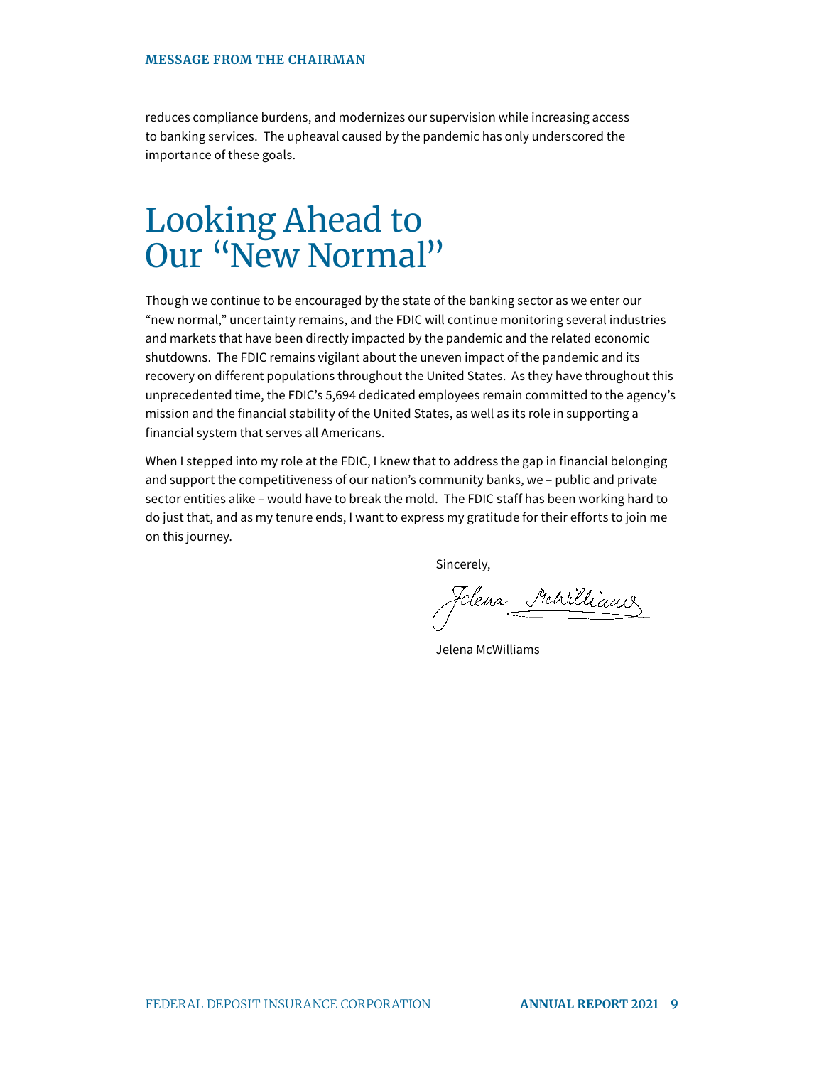reduces compliance burdens, and modernizes our supervision while increasing access to banking services. The upheaval caused by the pandemic has only underscored the importance of these goals.

# Looking Ahead to Our "New Normal"

Though we continue to be encouraged by the state of the banking sector as we enter our "new normal," uncertainty remains, and the FDIC will continue monitoring several industries and markets that have been directly impacted by the pandemic and the related economic shutdowns. The FDIC remains vigilant about the uneven impact of the pandemic and its recovery on different populations throughout the United States. As they have throughout this unprecedented time, the FDIC's 5,694 dedicated employees remain committed to the agency's mission and the financial stability of the United States, as well as its role in supporting a financial system that serves all Americans.

When I stepped into my role at the FDIC, I knew that to address the gap in financial belonging and support the competitiveness of our nation's community banks, we – public and private sector entities alike – would have to break the mold. The FDIC staff has been working hard to do just that, and as my tenure ends, I want to express my gratitude for their efforts to join me on this journey.

Sincerely,

Jelena McWilliams